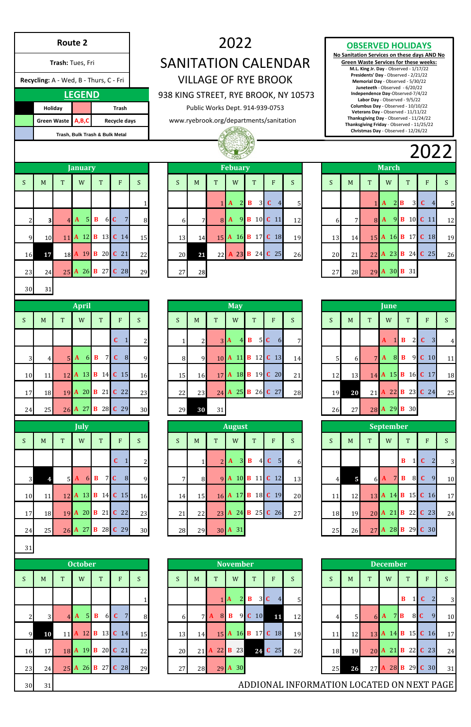# Route 2

**Trash:** Tues, Fri

**Recycling:** A - Wed, B - Thurs, C - Fri

## LEGEND

| Color | Meaning | Color | Meaning |
|---|---|---|---|
| (black) | Holiday | (pink) | Trash |
| (green) | Green Waste | A,B,C | Recycle days |
| (blue) | Trash, Bulk Trash & Bulk Metal | | |

# 2022 SANITATION CALENDAR

## VILLAGE OF RYE BROOK

938 KING STREET, RYE BROOK, NY 10573

Public Works Dept. 914-939-0753

www.ryebrook.org/departments/sanitation

## OBSERVED HOLIDAYS

**No Sanitation Services on these days AND No Green Waste Services for these weeks:**

- **M.L. King Jr. Day** - Observed - 1/17/22
- **Presidents' Day** - Observed - 2/21/22
- **Memorial Day** - Observed - 5/30/22
- **Juneteeth** - Observed - 6/20/22
- **Independence Day**-Observed-7/4/22
- **Labor Day** - Observed - 9/5/22
- **Columbus Day** - Observed - 10/10/22
- **Veterans Day** - Observed - 11/11/22
- **Thanksgiving Day** - Observed - 11/24/22
- **Thanksgiving Friday** - Observed - 11/25/22
- **Christmas Day** - Observed - 12/26/22

# 2022

### January

| S | M | T | W | T | F | S |
|---|---|---|---|---|---|---|
| | | | | | | 1 |
| 2 | 3 | 4 | A 5 | B 6 | C 7 | 8 |
| 9 | 10 | 11 | A 12 | B 13 | C 14 | 15 |
| 16 | **17** | 18 | A 19 | B 20 | C 21 | 22 |
| 23 | 24 | 25 | A 26 | B 27 | C 28 | 29 |
| 30 | 31 | | | | | |

### Febuary

| S | M | T | W | T | F | S |
|---|---|---|---|---|---|---|
| | | 1 | A 2 | B 3 | C 4 | 5 |
| 6 | 7 | 8 | A 9 | B 10 | C 11 | 12 |
| 13 | 14 | 15 | A 16 | B 17 | C 18 | 19 |
| 20 | **21** | 22 | A 23 | B 24 | C 25 | 26 |
| 27 | 28 | | | | | |

### March

| S | M | T | W | T | F | S |
|---|---|---|---|---|---|---|
| | | 1 | A 2 | B 3 | C 4 | 5 |
| 6 | 7 | 8 | A 9 | B 10 | C 11 | 12 |
| 13 | 14 | 15 | A 16 | B 17 | C 18 | 19 |
| 20 | 21 | 22 | A 23 | B 24 | C 25 | 26 |
| 27 | 28 | 29 | A 30 | B 31 | | |

### April

| S | M | T | W | T | F | S |
|---|---|---|---|---|---|---|
| | | | | | C 1 | 2 |
| 3 | 4 | 5 | A 6 | B 7 | C 8 | 9 |
| 10 | 11 | 12 | A 13 | B 14 | C 15 | 16 |
| 17 | 18 | 19 | A 20 | B 21 | C 22 | 23 |
| 24 | 25 | 26 | A 27 | B 28 | C 29 | 30 |

### May

| S | M | T | W | T | F | S |
|---|---|---|---|---|---|---|
| 1 | 2 | 3 | A 4 | B 5 | C 6 | 7 |
| 8 | 9 | 10 | A 11 | B 12 | C 13 | 14 |
| 15 | 16 | 17 | A 18 | B 19 | C 20 | 21 |
| 22 | 23 | 24 | A 25 | B 26 | C 27 | 28 |
| 29 | **30** | 31 | | | | |

### June

| S | M | T | W | T | F | S |
|---|---|---|---|---|---|---|
| | | | A 1 | B 2 | C 3 | 4 |
| 5 | 6 | 7 | A 8 | B 9 | C 10 | 11 |
| 12 | 13 | 14 | A 15 | B 16 | C 17 | 18 |
| 19 | **20** | 21 | A 22 | B 23 | C 24 | 25 |
| 26 | 27 | 28 | A 29 | B 30 | | |

### July

| S | M | T | W | T | F | S |
|---|---|---|---|---|---|---|
| | | | | | C 1 | 2 |
| 3 | **4** | 5 | A 6 | B 7 | C 8 | 9 |
| 10 | 11 | 12 | A 13 | B 14 | C 15 | 16 |
| 17 | 18 | 19 | A 20 | B 21 | C 22 | 23 |
| 24 | 25 | 26 | A 27 | B 28 | C 29 | 30 |
| 31 | | | | | | |

### August

| S | M | T | W | T | F | S |
|---|---|---|---|---|---|---|
| | 1 | 2 | A 3 | B 4 | C 5 | 6 |
| 7 | 8 | 9 | A 10 | B 11 | C 12 | 13 |
| 14 | 15 | 16 | A 17 | B 18 | C 19 | 20 |
| 21 | 22 | 23 | A 24 | B 25 | C 26 | 27 |
| 28 | 29 | 30 | A 31 | | | |

### September

| S | M | T | W | T | F | S |
|---|---|---|---|---|---|---|
| | | | | B 1 | C 2 | 3 |
| 4 | **5** | 6 | A 7 | B 8 | C 9 | 10 |
| 11 | 12 | 13 | A 14 | B 15 | C 16 | 17 |
| 18 | 19 | 20 | A 21 | B 22 | C 23 | 24 |
| 25 | 26 | 27 | A 28 | B 29 | C 30 | |

### October

| S | M | T | W | T | F | S |
|---|---|---|---|---|---|---|
| | | | | | | 1 |
| 2 | 3 | 4 | A 5 | B 6 | C 7 | 8 |
| 9 | **10** | 11 | A 12 | B 13 | C 14 | 15 |
| 16 | 17 | 18 | A 19 | B 20 | C 21 | 22 |
| 23 | 24 | 25 | A 26 | B 27 | C 28 | 29 |
| 30 | 31 | | | | | |

### November

| S | M | T | W | T | F | S |
|---|---|---|---|---|---|---|
| | | 1 | A 2 | B 3 | C 4 | 5 |
| 6 | 7 | A 8 | B 9 | C 10 | **11** | 12 |
| 13 | 14 | 15 | A 16 | B 17 | C 18 | 19 |
| 20 | 21 | A 22 | B 23 | **24** | C 25 | 26 |
| 27 | 28 | 29 | A 30 | | | |

### December

| S | M | T | W | T | F | S |
|---|---|---|---|---|---|---|
| | | | | B 1 | C 2 | 3 |
| 4 | 5 | 6 | A 7 | B 8 | C 9 | 10 |
| 11 | 12 | 13 | A 14 | B 15 | C 16 | 17 |
| 18 | 19 | 20 | A 21 | B 22 | C 23 | 24 |
| 25 | **26** | 27 | A 28 | B 29 | C 30 | 31 |

ADDIONAL INFORMATION LOCATED ON NEXT PAGE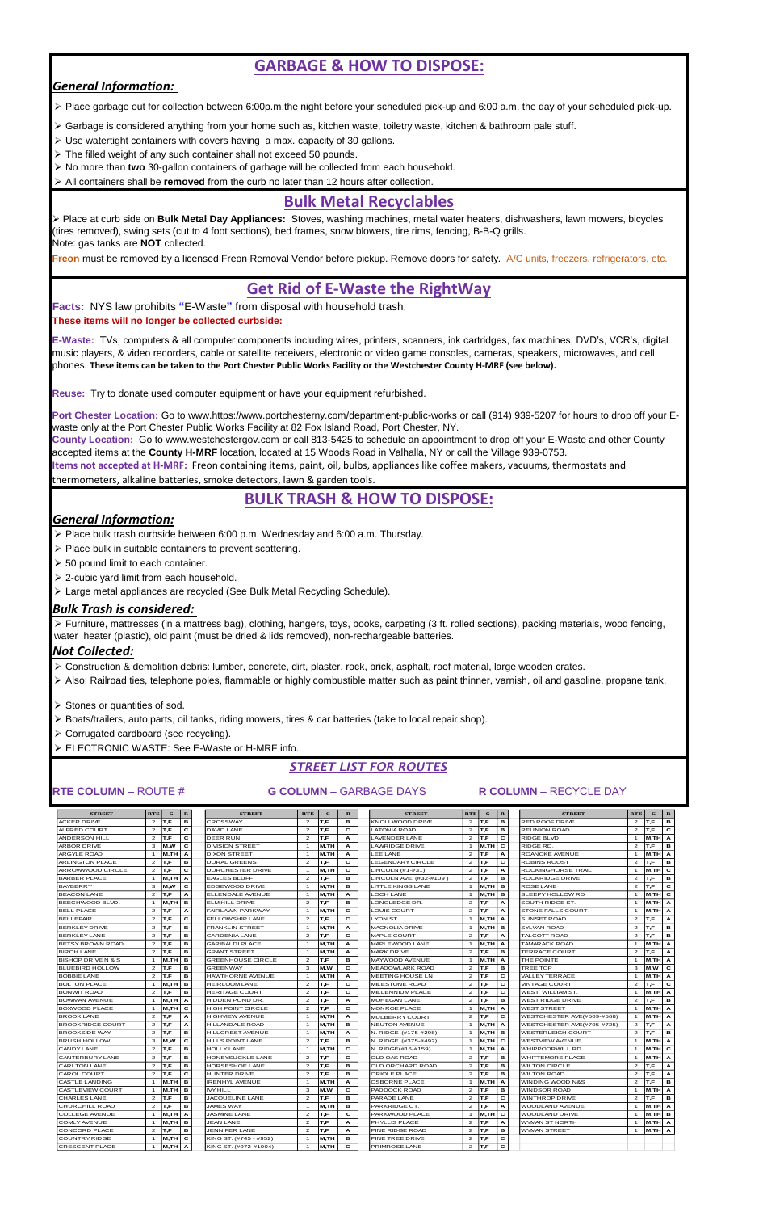# GARBAGE & HOW TO DISPOSE:

### *General Information:*

- Place garbage out for collection between 6:00p.m.the night before your scheduled pick-up and 6:00 a.m. the day of your scheduled pick-up.
- Garbage is considered anything from your home such as, kitchen waste, toiletry waste, kitchen & bathroom pale stuff.
- Use watertight containers with covers having a max. capacity of 30 gallons.
- The filled weight of any such container shall not exceed 50 pounds.
- No more than **two** 30-gallon containers of garbage will be collected from each household.
- All containers shall be **removed** from the curb no later than 12 hours after collection.

## Bulk Metal Recyclables

- Place at curb side on **Bulk Metal Day Appliances:** Stoves, washing machines, metal water heaters, dishwashers, lawn mowers, bicycles (tires removed), swing sets (cut to 4 foot sections), bed frames, snow blowers, tire rims, fencing, B-B-Q grills.

Note: gas tanks are **NOT** collected.

**Freon** must be removed by a licensed Freon Removal Vendor before pickup. Remove doors for safety. A/C units, freezers, refrigerators, etc.

## Get Rid of E-Waste the RightWay

**Facts:** NYS law prohibits **"**E-Waste**"** from disposal with household trash.
**These items will no longer be collected curbside:**

**E-Waste:** TVs, computers & all computer components including wires, printers, scanners, ink cartridges, fax machines, DVD's, VCR's, digital music players, & video recorders, cable or satellite receivers, electronic or video game consoles, cameras, speakers, microwaves, and cell phones. **These items can be taken to the Port Chester Public Works Facility or the Westchester County H-MRF (see below).**

**Reuse:** Try to donate used computer equipment or have your equipment refurbished.

**Port Chester Location:** Go to www.https://www.portchesterny.com/department-public-works or call (914) 939-5207 for hours to drop off your E-waste only at the Port Chester Public Works Facility at 82 Fox Island Road, Port Chester, NY.
**County Location:** Go to www.westchestergov.com or call 813-5425 to schedule an appointment to drop off your E-Waste and other County accepted items at the **County H-MRF** location, located at 15 Woods Road in Valhalla, NY or call the Village 939-0753.
**Items not accepted at H-MRF:** Freon containing items, paint, oil, bulbs, appliances like coffee makers, vacuums, thermostats and thermometers, alkaline batteries, smoke detectors, lawn & garden tools.

# BULK TRASH & HOW TO DISPOSE:

### *General Information:*

- Place bulk trash curbside between 6:00 p.m. Wednesday and 6:00 a.m. Thursday.
- Place bulk in suitable containers to prevent scattering.
- 50 pound limit to each container.
- 2-cubic yard limit from each household.
- Large metal appliances are recycled (See Bulk Metal Recycling Schedule).

### *Bulk Trash is considered:*

- Furniture, mattresses (in a mattress bag), clothing, hangers, toys, books, carpeting (3 ft. rolled sections), packing materials, wood fencing, water heater (plastic), old paint (must be dried & lids removed), non-rechargeable batteries.

### *Not Collected:*

- Construction & demolition debris: lumber, concrete, dirt, plaster, rock, brick, asphalt, roof material, large wooden crates.
- Also: Railroad ties, telephone poles, flammable or highly combustible matter such as paint thinner, varnish, oil and gasoline, propane tank.
- Stones or quantities of sod.
- Boats/trailers, auto parts, oil tanks, riding mowers, tires & car batteries (take to local repair shop).
- Corrugated cardboard (see recycling).
- ELECTRONIC WASTE: See E-Waste or H-MRF info.

## *STREET LIST FOR ROUTES*

**RTE COLUMN** – ROUTE # **G COLUMN** – GARBAGE DAYS **R COLUMN** – RECYCLE DAY

| STREET | RTE | G | R |
|---|---|---|---|
| ACKER DRIVE | 2 | T,F | B |
| ALFRED COURT | 2 | T,F | C |
| ANDERSON HILL | 2 | T,F | C |
| ARBOR DRIVE | 3 | M,W | C |
| ARGYLE ROAD | 1 | M,TH | A |
| ARLINGTON PLACE | 2 | T,F | B |
| ARROWWOOD CIRCLE | 2 | T,F | C |
| BARBER PLACE | 1 | M,TH | A |
| BAYBERRY | 3 | M,W | C |
| BEACON LANE | 2 | T,F | A |
| BEECHWOOD BLVD. | 1 | M,TH | B |
| BELL PLACE | 2 | T,F | A |
| BELLEFAIR | 2 | T,F | C |
| BERKLEY DRIVE | 2 | T,F | B |
| BERKLEY LANE | 2 | T,F | B |
| BETSY BROWN ROAD | 2 | T,F | B |
| BIRCH LANE | 2 | T,F | B |
| BISHOP DRIVE N & S | 1 | M,TH | B |
| BLUEBIRD HOLLOW | 2 | T,F | B |
| BOBBIE LANE | 2 | T,F | B |
| BOLTON PLACE | 1 | M,TH | B |
| BONWIT ROAD | 2 | T,F | B |
| BOWMAN AVENUE | 1 | M,TH | A |
| BOXWOOD PLACE | 1 | M,TH | C |
| BROOK LANE | 2 | T,F | A |
| BROOKRIDGE COURT | 2 | T,F | A |
| BROOKSIDE WAY | 2 | T,F | B |
| BRUSH HOLLOW | 3 | M,W | C |
| CANDY LANE | 2 | T,F | B |
| CANTERBURY LANE | 2 | T,F | B |
| CARLTON LANE | 2 | T,F | B |
| CAROL COURT | 2 | T,F | C |
| CASTLE LANDING | 1 | M,TH | B |
| CASTLEVIEW COURT | 1 | M,TH | B |
| CHARLES LANE | 2 | T,F | B |
| CHURCHILL ROAD | 2 | T,F | B |
| COLLEGE AVENUE | 1 | M,TH | A |
| COMLY AVENUE | 1 | M,TH | B |
| CONCORD PLACE | 2 | T,F | B |
| COUNTRY RIDGE | 1 | M,TH | C |
| CRESCENT PLACE | 1 | M,TH | A |
| CROSSWAY | 2 | T,F | B |
| DAVID LANE | 2 | T,F | C |
| DEER RUN | 2 | T,F | A |
| DIVISION STREET | 1 | M,TH | A |
| DIXON STREET | 1 | M,TH | A |
| DORAL GREENS | 2 | T,F | C |
| DORCHESTER DRIVE | 1 | M,TH | C |
| EAGLES BLUFF | 2 | T,F | B |
| EDGEWOOD DRIVE | 1 | M,TH | B |
| ELLENDALE AVENUE | 1 | M,TH | A |
| ELM HILL DRIVE | 2 | T,F | B |
| FAIRLAWN PARKWAY | 1 | M,TH | C |
| FELLOWSHIP LANE | 2 | T,F | C |
| FRANKLIN STREET | 1 | M,TH | A |
| GARDENIA LANE | 2 | T,F | C |
| GARIBALDI PLACE | 1 | M,TH | A |
| GRANT STREET | 1 | M,TH | A |
| GREENHOUSE CIRCLE | 2 | T,F | B |
| GREENWAY | 3 | M,W | C |
| HAWTHORNE AVENUE | 1 | M,TH | A |
| HEIRLOOM LANE | 2 | T,F | C |
| HERITAGE COURT | 2 | T,F | C |
| HIDDEN POND DR. | 2 | T,F | A |
| HIGH POINT CIRCLE | 2 | T,F | C |
| HIGHVIEW AVENUE | 1 | M,TH | A |
| HILLANDALE ROAD | 1 | M,TH | B |
| HILLCREST AVENUE | 1 | M,TH | A |
| HILLS POINT LANE | 2 | T,F | B |
| HOLLY LANE | 1 | M,TH | C |
| HONEYSUCKLE LANE | 2 | T,F | C |
| HORSESHOE LANE | 2 | T,F | B |
| HUNTER DRIVE | 2 | T,F | B |
| IRENHYL AVENUE | 1 | M,TH | A |
| IVY HILL | 3 | M,W | C |
| JACQUELINE LANE | 2 | T,F | B |
| JAMES WAY | 1 | M,TH | B |
| JASMINE LANE | 2 | T,F | C |
| JEAN LANE | 2 | T,F | A |
| JENNIFER LANE | 2 | T,F | A |
| KING ST. (#745 - #952) | 1 | M,TH | B |
| KING ST. (#972-#1004) | 1 | M,TH | C |
| KNOLLWOOD DRIVE | 2 | T,F | B |
| LATONIA ROAD | 2 | T,F | B |
| LAVENDER LANE | 2 | T,F | C |
| LAWRIDGE DRIVE | 1 | M,TH | C |
| LEE LANE | 2 | T,F | A |
| LEGENDARY CIRCLE | 2 | T,F | C |
| LINCOLN (#1-#31) | 2 | T,F | A |
| LINCOLN AVE. (#32-#109 ) | 2 | T,F | B |
| LITTLE KINGS LANE | 1 | M,TH | B |
| LOCH LANE | 1 | M,TH | B |
| LONGLEDGE DR. | 2 | T,F | A |
| LOUIS COURT | 2 | T,F | A |
| LYON ST. | 1 | M,TH | A |
| MAGNOLIA DRIVE | 1 | M,TH | B |
| MAPLE COURT | 2 | T,F | A |
| MAPLEWOOD LANE | 1 | M,TH | A |
| MARK DRIVE | 2 | T,F | B |
| MAYWOOD AVENUE | 1 | M,TH | A |
| MEADOWLARK ROAD | 2 | T,F | B |
| MEETING HOUSE LN | 2 | T,F | C |
| MILESTONE ROAD | 2 | T,F | C |
| MILLENNIUM PLACE | 2 | T,F | C |
| MOHEGAN LANE | 2 | T,F | B |
| MONROE PLACE | 1 | M,TH | A |
| MULBERRY COURT | 2 | T,F | C |
| NEUTON AVENUE | 1 | M,TH | A |
| N. RIDGE (#175-#298) | 1 | M,TH | B |
| N. RIDGE (#375-#492) | 1 | M,TH | C |
| N. RIDGE(#16-#159) | 1 | M,TH | A |
| OLD OAK ROAD | 2 | T,F | B |
| OLD ORCHARD ROAD | 2 | T,F | B |
| ORIOLE PLACE | 2 | T,F | B |
| OSBORNE PLACE | 1 | M,TH | A |
| PADDOCK ROAD | 2 | T,F | B |
| PARADE LANE | 2 | T,F | C |
| PARKRIDGE CT. | 2 | T,F | A |
| PARKWOOD PLACE | 1 | M,TH | C |
| PHYLLIS PLACE | 2 | T,F | A |
| PINE RIDGE ROAD | 2 | T,F | B |
| PINE TREE DRIVE | 2 | T,F | C |
| PRIMROSE LANE | 2 | T,F | C |
| RED ROOF DRIVE | 2 | T,F | B |
| REUNION ROAD | 2 | T,F | C |
| RIDGE BLVD. | 1 | M,TH | A |
| RIDGE RD. | 2 | T,F | B |
| ROANOKE AVENUE | 1 | M,TH | A |
| ROBINS ROOST | 2 | T,F | B |
| ROCKINGHORSE TRAIL | 1 | M,TH | C |
| ROCKRIDGE DRIVE | 2 | T,F | B |
| ROSE LANE | 2 | T,F | C |
| SLEEPY HOLLOW RD | 1 | M,TH | C |
| SOUTH RIDGE ST. | 1 | M,TH | A |
| STONE FALLS COURT | 1 | M,TH | A |
| SUNSET ROAD | 2 | T,F | A |
| SYLVAN ROAD | 2 | T,F | B |
| TALCOTT ROAD | 2 | T,F | B |
| TAMARACK ROAD | 1 | M,TH | A |
| TERRACE COURT | 2 | T,F | A |
| THE POINTE | 1 | M,TH | A |
| TREE TOP | 3 | M,W | C |
| VALLEY TERRACE | 1 | M,TH | A |
| VINTAGE COURT | 2 | T,F | C |
| WEST WILLIAM ST. | 1 | M,TH | A |
| WEST RIDGE DRIVE | 2 | T,F | B |
| WEST STREET | 1 | M,TH | A |
| WESTCHESTER AVE(#509-#568) | 1 | M,TH | A |
| WESTCHESTER AVE(#705-#725) | 2 | T,F | C |
| WESTERLEIGH COURT | 2 | T,F | B |
| WESTVIEW AVENUE | 1 | M,TH | A |
| WHIPPOORWILL RD | 1 | M,TH | C |
| WHITTEMORE PLACE | 1 | M,TH | A |
| WILTON CIRCLE | 2 | T,F | A |
| WILTON ROAD | 2 | T,F | A |
| WINDING WOOD N&S | 2 | T,F | B |
| WINDSOR ROAD | 1 | M,TH | A |
| WINTHROP DRIVE | 2 | T,F | B |
| WOODLAND AVENUE | 1 | M,TH | A |
| WOODLAND DRIVE | 1 | M,TH | B |
| WYMAN ST NORTH | 1 | M,TH | A |
| WYMAN STREET | 1 | M,TH | A |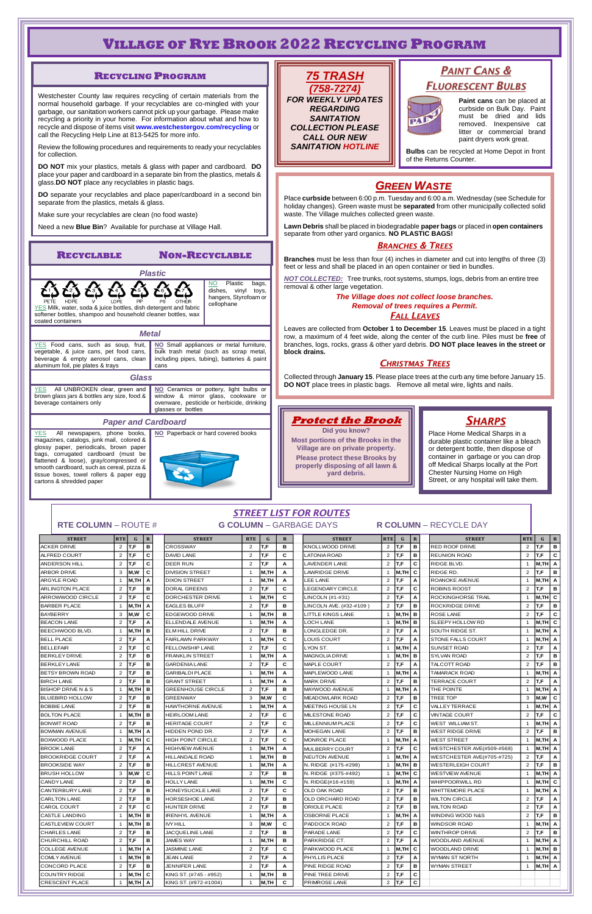# Village of Rye Brook 2022 Recycling Program

## Recycling Program

Westchester County law requires recycling of certain materials from the normal household garbage. If your recyclables are co-mingled with your garbage, our sanitation workers cannot pick up your garbage. Please make recycling a priority in your home. For information about what and how to recycle and dispose of items visit **www.westchestergov.com/recycling** or call the Recycling Help Line at 813-5425 for more info.

Review the following procedures and requirements to ready your recyclables for collection.

**DO NOT** mix your plastics, metals & glass with paper and cardboard. **DO** place your paper and cardboard in a separate bin from the plastics, metals & glass. **DO NOT** place any recyclables in plastic bags.

**DO** separate your recyclables and place paper/cardboard in a second bin separate from the plastics, metals & glass.

Make sure your recyclables are clean (no food waste)

Need a new **Blue Bin**? Available for purchase at Village Hall.

## 75 TRASH (758-7274)

***FOR WEEKLY UPDATES REGARDING SANITATION COLLECTION PLEASE CALL OUR NEW SANITATION HOTLINE***

## Paint Cans & Fluorescent Bulbs

**Paint cans** can be placed at curbside on Bulk Day. Paint must be dried and lids removed. Inexpensive cat litter or commercial brand paint dryers work great.

**Bulbs** can be recycled at Home Depot in front of the Returns Counter.

## Green Waste

Place **curbside** between 6:00 p.m. Tuesday and 6:00 a.m. Wednesday (see Schedule for holiday changes). Green waste must be **separated** from other municipally collected solid waste. The Village mulches collected green waste.

**Lawn Debris** shall be placed in biodegradable **paper bags** or placed in **open containers** separate from other yard organics. **NO PLASTIC BAGS!**

### Branches & Trees

**Branches** must be less than four (4) inches in diameter and cut into lengths of three (3) feet or less and shall be placed in an open container or tied in bundles.

***NOT COLLECTED:*** Tree trunks, root systems, stumps, logs, debris from an entire tree removal & other large vegetation.

***The Village does not collect loose branches. Removal of trees requires a Permit.***

### Fall Leaves

Leaves are collected from **October 1 to December 15**. Leaves must be placed in a tight row, a maximum of 4 feet wide, along the center of the curb line. Piles must be **free** of branches, logs, rocks, grass & other yard debris. **DO NOT place leaves in the street or block drains.**

### Christmas Trees

Collected through **January 15**. Please place trees at the curb any time before January 15. **DO NOT** place trees in plastic bags. Remove all metal wire, lights and nails.

## Recyclable / Non-Recyclable

### Plastic

PETE 1, HDPE 2, V 3, LDPE 4, PP 5, PS 6, OTHER 7

YES Milk, water, soda & juice bottles, dish detergent and fabric softener bottles, shampoo and household cleaner bottles, wax coated containers

NO Plastic bags, dishes, vinyl toys, hangers, Styrofoam or cellophane

### Metal

YES Food cans, such as soup, fruit, vegetable, & juice cans, pet food cans, beverage & empty aerosol cans, clean aluminum foil, pie plates & trays

NO Small appliances or metal furniture, bulk trash metal (such as scrap metal, including pipes, tubing), batteries & paint cans

### Glass

YES All UNBROKEN clear, green and brown glass jars & bottles any size, food & beverage containers only

NO Ceramics or pottery, light bulbs or window & mirror glass, cookware or ovenware, pesticide or herbicide, drinking glasses or bottles

### Paper and Cardboard

YES All newspapers, phone books, magazines, catalogs, junk mail, colored & glossy paper, periodicals, brown paper bags, corrugated cardboard (must be flattened & loose), gray/compressed or smooth cardboard, such as cereal, pizza & tissue boxes, towel rollers & paper egg cartons & shredded paper

NO Paperback or hard covered books

## Protect the Brook

**Did you know?**

**Most portions of the Brooks in the Village are on private property.**

**Please protect these Brooks by properly disposing of all lawn & yard debris.**

## Sharps

Place Home Medical Sharps in a durable plastic container like a bleach or detergent bottle, then dispose of container in garbage or you can drop off Medical Sharps locally at the Port Chester Nursing Home on High Street, or any hospital will take them.

## Street List for Routes

**RTE COLUMN** – ROUTE # &nbsp;&nbsp; **G COLUMN** – GARBAGE DAYS &nbsp;&nbsp; **R COLUMN** – RECYCLE DAY

| STREET | RTE | G | R |
|---|---|---|---|
| ACKER DRIVE | 2 | T,F | B |
| ALFRED COURT | 2 | T,F | C |
| ANDERSON HILL | 2 | T,F | C |
| ARBOR DRIVE | 3 | M,W | C |
| ARGYLE ROAD | 1 | M,TH | A |
| ARLINGTON PLACE | 2 | T,F | B |
| ARROWWOOD CIRCLE | 2 | T,F | C |
| BARBER PLACE | 1 | M,TH | A |
| BAYBERRY | 3 | M,W | C |
| BEACON LANE | 2 | T,F | A |
| BEECHWOOD BLVD. | 1 | M,TH | B |
| BELL PLACE | 2 | T,F | A |
| BELLEFAIR | 2 | T,F | C |
| BERKLEY DRIVE | 2 | T,F | B |
| BERKLEY LANE | 2 | T,F | B |
| BETSY BROWN ROAD | 2 | T,F | B |
| BIRCH LANE | 2 | T,F | B |
| BISHOP DRIVE N & S | 1 | M,TH | B |
| BLUEBIRD HOLLOW | 2 | T,F | B |
| BOBBIE LANE | 2 | T,F | B |
| BOLTON PLACE | 1 | M,TH | B |
| BONWIT ROAD | 2 | T,F | B |
| BOWMAN AVENUE | 1 | M,TH | A |
| BOXWOOD PLACE | 1 | M,TH | C |
| BROOK LANE | 2 | T,F | A |
| BROOKRIDGE COURT | 2 | T,F | A |
| BROOKSIDE WAY | 2 | T,F | B |
| BRUSH HOLLOW | 3 | M,W | C |
| CANDY LANE | 2 | T,F | B |
| CANTERBURY LANE | 2 | T,F | B |
| CARLTON LANE | 2 | T,F | B |
| CAROL COURT | 2 | T,F | C |
| CASTLE LANDING | 1 | M,TH | B |
| CASTLEVIEW COURT | 1 | M,TH | B |
| CHARLES LANE | 2 | T,F | B |
| CHURCHILL ROAD | 2 | T,F | B |
| COLLEGE AVENUE | 1 | M,TH | A |
| COMLY AVENUE | 1 | M,TH | B |
| CONCORD PLACE | 2 | T,F | B |
| COUNTRY RIDGE | 1 | M,TH | C |
| CRESCENT PLACE | 1 | M,TH | A |
| CROSSWAY | 2 | T,F | B |
| DAVID LANE | 2 | T,F | C |
| DEER RUN | 2 | T,F | A |
| DIVISION STREET | 1 | M,TH | A |
| DIXON STREET | 1 | M,TH | A |
| DORAL GREENS | 2 | T,F | C |
| DORCHESTER DRIVE | 1 | M,TH | C |
| EAGLES BLUFF | 2 | T,F | B |
| EDGEWOOD DRIVE | 1 | M,TH | B |
| ELLENDALE AVENUE | 1 | M,TH | A |
| ELM HILL DRIVE | 2 | T,F | B |
| FAIRLAWN PARKWAY | 1 | M,TH | C |
| FELLOWSHIP LANE | 2 | T,F | C |
| FRANKLIN STREET | 1 | M,TH | A |
| GARDENIA LANE | 2 | T,F | C |
| GARIBALDI PLACE | 1 | M,TH | A |
| GRANT STREET | 1 | M,TH | A |
| GREENHOUSE CIRCLE | 2 | T,F | B |
| GREENWAY | 3 | M,W | C |
| HAWTHORNE AVENUE | 1 | M,TH | A |
| HEIRLOOM LANE | 2 | T,F | C |
| HERITAGE COURT | 2 | T,F | C |
| HIDDEN POND DR. | 2 | T,F | A |
| HIGH POINT CIRCLE | 2 | T,F | C |
| HIGHVIEW AVENUE | 1 | M,TH | A |
| HILLANDALE ROAD | 1 | M,TH | B |
| HILLCREST AVENUE | 1 | M,TH | A |
| HILLS POINT LANE | 2 | T,F | B |
| HOLLY LANE | 1 | M,TH | C |
| HONEYSUCKLE LANE | 2 | T,F | C |
| HORSESHOE LANE | 2 | T,F | B |
| HUNTER DRIVE | 2 | T,F | B |
| IRENHYL AVENUE | 1 | M,TH | A |
| IVY HILL | 3 | M,W | C |
| JACQUELINE LANE | 2 | T,F | B |
| JAMES WAY | 1 | M,TH | B |
| JASMINE LANE | 2 | T,F | C |
| JEAN LANE | 2 | T,F | A |
| JENNIFER LANE | 2 | T,F | A |
| KING ST. (#745 - #952) | 1 | M,TH | B |
| KING ST. (#972-#1004) | 1 | M,TH | C |
| KNOLLWOOD DRIVE | 2 | T,F | B |
| LATONIA ROAD | 2 | T,F | B |
| LAVENDER LANE | 2 | T,F | C |
| LAWRIDGE DRIVE | 1 | M,TH | C |
| LEE LANE | 2 | T,F | A |
| LEGENDARY CIRCLE | 2 | T,F | C |
| LINCOLN (#1-#31) | 2 | T,F | A |
| LINCOLN AVE. (#32-#109) | 2 | T,F | B |
| LITTLE KINGS LANE | 1 | M,TH | B |
| LOCH LANE | 1 | M,TH | B |
| LONGLEDGE DR. | 2 | T,F | A |
| LOUIS COURT | 2 | T,F | A |
| LYON ST. | 1 | M,TH | A |
| MAGNOLIA DRIVE | 1 | M,TH | B |
| MAPLE COURT | 2 | T,F | A |
| MAPLEWOOD LANE | 1 | M,TH | A |
| MARK DRIVE | 2 | T,F | B |
| MAYWOOD AVENUE | 1 | M,TH | A |
| MEADOWLARK ROAD | 2 | T,F | B |
| MEETING HOUSE LN | 2 | T,F | C |
| MILESTONE ROAD | 2 | T,F | C |
| MILLENNIUM PLACE | 2 | T,F | C |
| MOHEGAN LANE | 2 | T,F | B |
| MONROE PLACE | 1 | M,TH | A |
| MULBERRY COURT | 2 | T,F | C |
| NEUTON AVENUE | 1 | M,TH | A |
| N. RIDGE (#175-#298) | 1 | M,TH | B |
| N. RIDGE (#375-#492) | 1 | M,TH | C |
| N. RIDGE(#16-#159) | 1 | M,TH | A |
| OLD OAK ROAD | 2 | T,F | B |
| OLD ORCHARD ROAD | 2 | T,F | B |
| ORIOLE PLACE | 2 | T,F | B |
| OSBORNE PLACE | 1 | M,TH | A |
| PADDOCK ROAD | 2 | T,F | B |
| PARADE LANE | 2 | T,F | C |
| PARKRIDGE CT. | 2 | T,F | A |
| PARKWOOD PLACE | 1 | M,TH | C |
| PHYLLIS PLACE | 2 | T,F | A |
| PINE RIDGE ROAD | 2 | T,F | B |
| PINE TREE DRIVE | 2 | T,F | C |
| PRIMROSE LANE | 2 | T,F | C |
| RED ROOF DRIVE | 2 | T,F | B |
| REUNION ROAD | 2 | T,F | C |
| RIDGE BLVD. | 1 | M,TH | A |
| RIDGE RD. | 2 | T,F | B |
| ROANOKE AVENUE | 1 | M,TH | A |
| ROBINS ROOST | 2 | T,F | B |
| ROCKINGHORSE TRAIL | 1 | M,TH | C |
| ROCKRIDGE DRIVE | 2 | T,F | B |
| ROSE LANE | 2 | T,F | C |
| SLEEPY HOLLOW RD | 1 | M,TH | C |
| SOUTH RIDGE ST. | 1 | M,TH | A |
| STONE FALLS COURT | 1 | M,TH | A |
| SUNSET ROAD | 2 | T,F | A |
| SYLVAN ROAD | 2 | T,F | B |
| TALCOTT ROAD | 2 | T,F | B |
| TAMARACK ROAD | 1 | M,TH | A |
| TERRACE COURT | 2 | T,F | A |
| THE POINTE | 1 | M,TH | A |
| TREE TOP | 3 | M,W | C |
| VALLEY TERRACE | 1 | M,TH | A |
| VINTAGE COURT | 2 | T,F | C |
| WEST WILLIAM ST. | 1 | M,TH | A |
| WEST RIDGE DRIVE | 2 | T,F | B |
| WEST STREET | 1 | M,TH | A |
| WESTCHESTER AVE(#509-#568) | 1 | M,TH | A |
| WESTCHESTER AVE(#705-#725) | 2 | T,F | A |
| WESTERLEIGH COURT | 2 | T,F | B |
| WESTVIEW AVENUE | 1 | M,TH | A |
| WHIPPOORWILL RD | 1 | M,TH | C |
| WHITTEMORE PLACE | 1 | M,TH | A |
| WILTON CIRCLE | 2 | T,F | A |
| WILTON ROAD | 2 | T,F | A |
| WINDING WOOD N&S | 2 | T,F | B |
| WINDSOR ROAD | 1 | M,TH | A |
| WINTHROP DRIVE | 2 | T,F | B |
| WOODLAND AVENUE | 1 | M,TH | A |
| WOODLAND DRIVE | 1 | M,TH | B |
| WYMAN ST NORTH | 1 | M,TH | A |
| WYMAN STREET | 1 | M,TH | A |